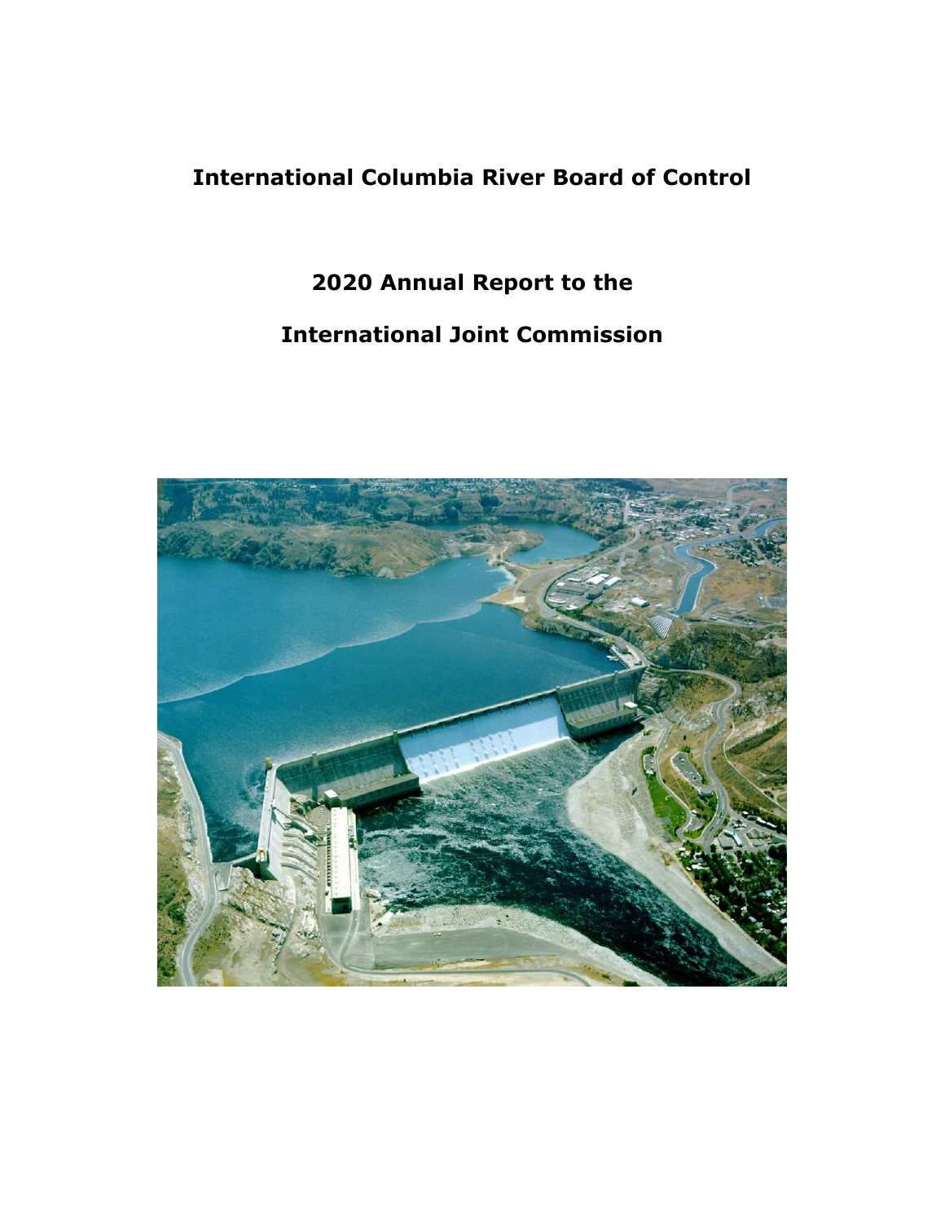# International Columbia River Board of Control

## 2020 Annual Report to the

## International Joint Commission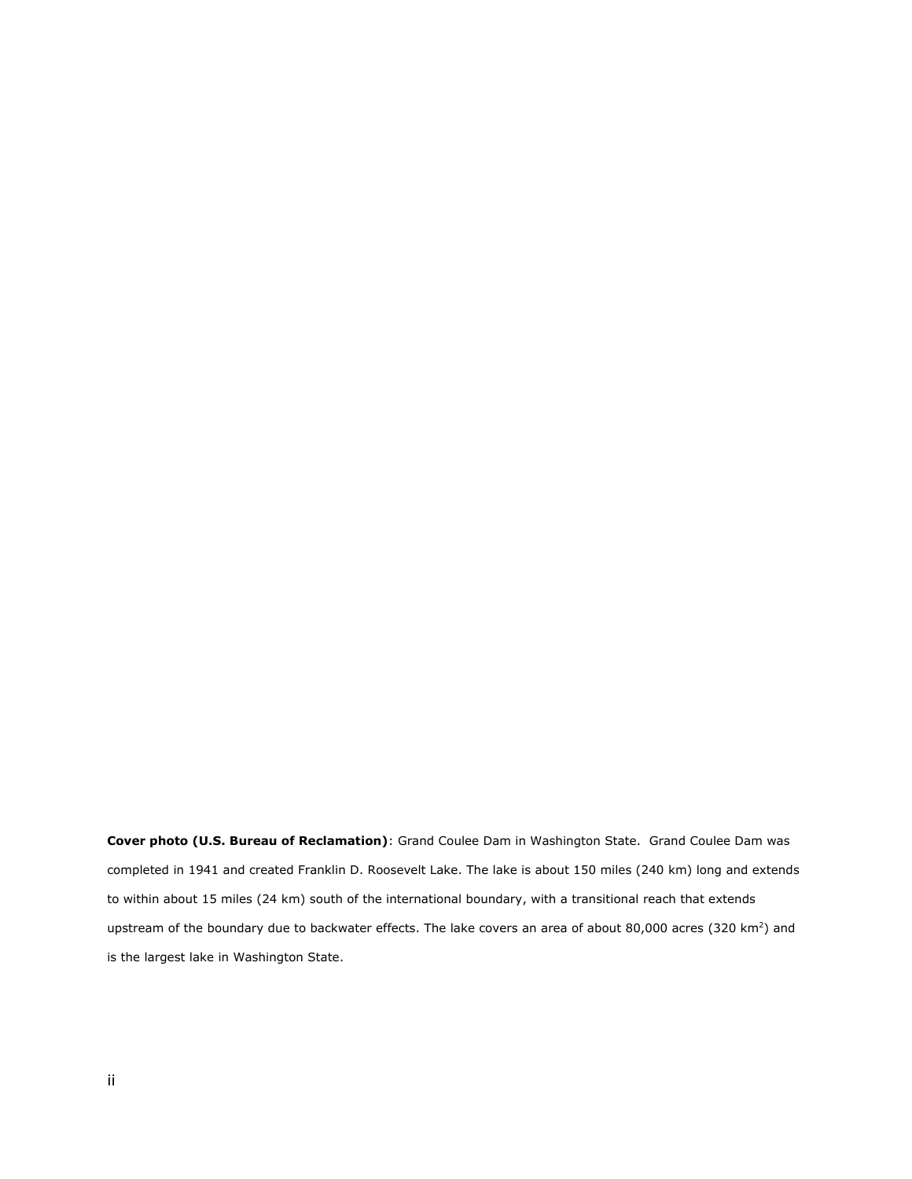**Cover photo (U.S. Bureau of Reclamation)**: Grand Coulee Dam in Washington State. Grand Coulee Dam was completed in 1941 and created Franklin D. Roosevelt Lake. The lake is about 150 miles (240 km) long and extends to within about 15 miles (24 km) south of the international boundary, with a transitional reach that extends upstream of the boundary due to backwater effects. The lake covers an area of about 80,000 acres (320 $km^2$) and is the largest lake in Washington State.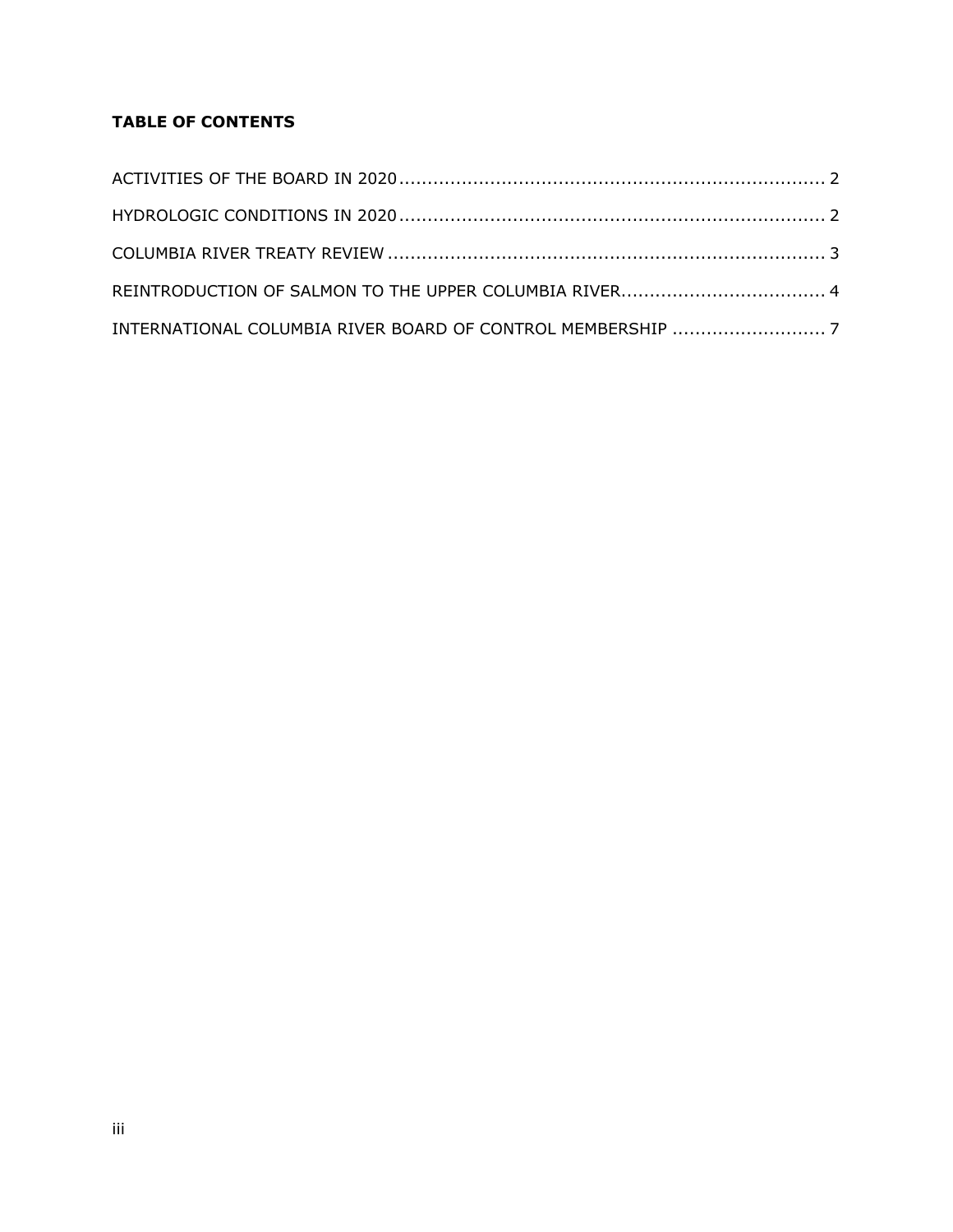**TABLE OF CONTENTS**

ACTIVITIES OF THE BOARD IN 2020 .......... 2

HYDROLOGIC CONDITIONS IN 2020 .......... 2

COLUMBIA RIVER TREATY REVIEW .......... 3

REINTRODUCTION OF SALMON TO THE UPPER COLUMBIA RIVER .......... 4

INTERNATIONAL COLUMBIA RIVER BOARD OF CONTROL MEMBERSHIP .......... 7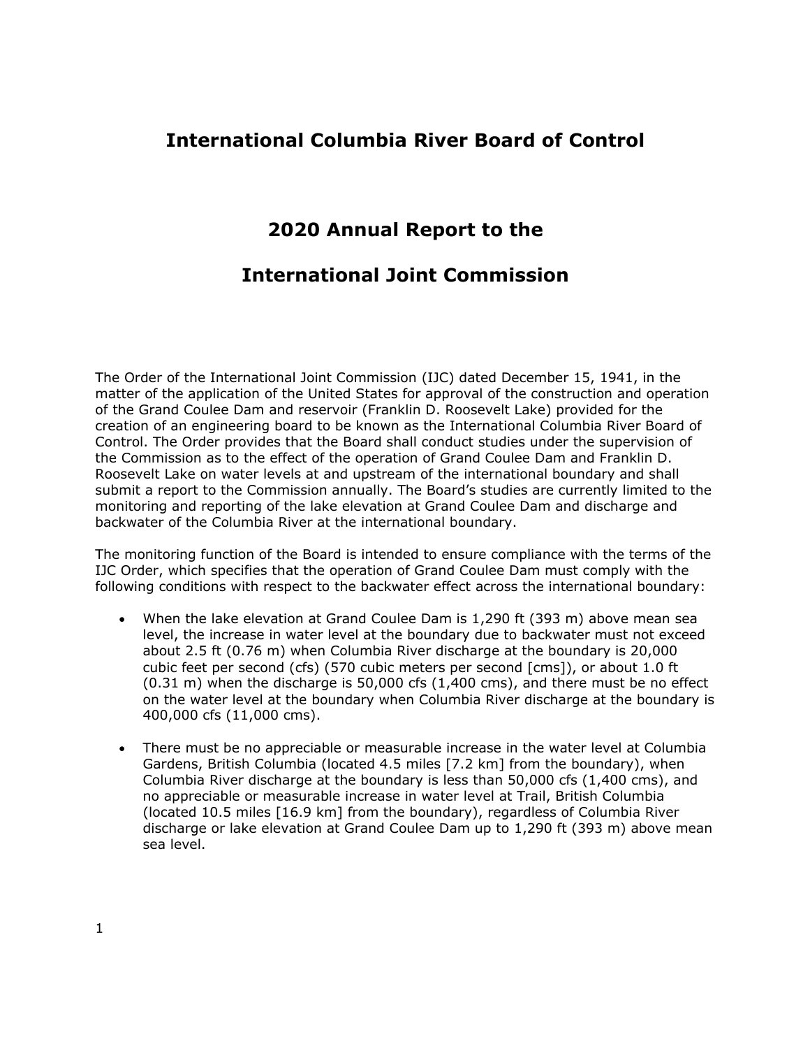# International Columbia River Board of Control

## 2020 Annual Report to the

## International Joint Commission

The Order of the International Joint Commission (IJC) dated December 15, 1941, in the matter of the application of the United States for approval of the construction and operation of the Grand Coulee Dam and reservoir (Franklin D. Roosevelt Lake) provided for the creation of an engineering board to be known as the International Columbia River Board of Control. The Order provides that the Board shall conduct studies under the supervision of the Commission as to the effect of the operation of Grand Coulee Dam and Franklin D. Roosevelt Lake on water levels at and upstream of the international boundary and shall submit a report to the Commission annually. The Board's studies are currently limited to the monitoring and reporting of the lake elevation at Grand Coulee Dam and discharge and backwater of the Columbia River at the international boundary.

The monitoring function of the Board is intended to ensure compliance with the terms of the IJC Order, which specifies that the operation of Grand Coulee Dam must comply with the following conditions with respect to the backwater effect across the international boundary:

- When the lake elevation at Grand Coulee Dam is 1,290 ft (393 m) above mean sea level, the increase in water level at the boundary due to backwater must not exceed about 2.5 ft (0.76 m) when Columbia River discharge at the boundary is 20,000 cubic feet per second (cfs) (570 cubic meters per second [cms]), or about 1.0 ft (0.31 m) when the discharge is 50,000 cfs (1,400 cms), and there must be no effect on the water level at the boundary when Columbia River discharge at the boundary is 400,000 cfs (11,000 cms).
- There must be no appreciable or measurable increase in the water level at Columbia Gardens, British Columbia (located 4.5 miles [7.2 km] from the boundary), when Columbia River discharge at the boundary is less than 50,000 cfs (1,400 cms), and no appreciable or measurable increase in water level at Trail, British Columbia (located 10.5 miles [16.9 km] from the boundary), regardless of Columbia River discharge or lake elevation at Grand Coulee Dam up to 1,290 ft (393 m) above mean sea level.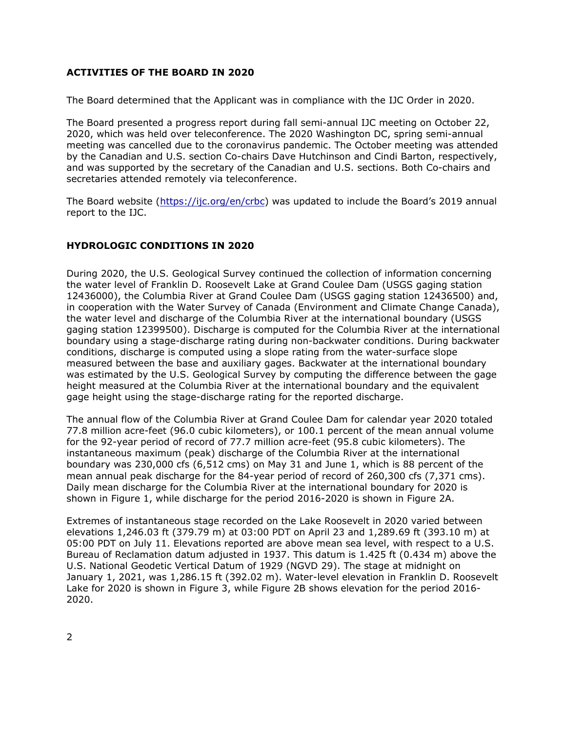## ACTIVITIES OF THE BOARD IN 2020

The Board determined that the Applicant was in compliance with the IJC Order in 2020.

The Board presented a progress report during fall semi-annual IJC meeting on October 22, 2020, which was held over teleconference. The 2020 Washington DC, spring semi-annual meeting was cancelled due to the coronavirus pandemic. The October meeting was attended by the Canadian and U.S. section Co-chairs Dave Hutchinson and Cindi Barton, respectively, and was supported by the secretary of the Canadian and U.S. sections. Both Co-chairs and secretaries attended remotely via teleconference.

The Board website (https://ijc.org/en/crbc) was updated to include the Board's 2019 annual report to the IJC.

## HYDROLOGIC CONDITIONS IN 2020

During 2020, the U.S. Geological Survey continued the collection of information concerning the water level of Franklin D. Roosevelt Lake at Grand Coulee Dam (USGS gaging station 12436000), the Columbia River at Grand Coulee Dam (USGS gaging station 12436500) and, in cooperation with the Water Survey of Canada (Environment and Climate Change Canada), the water level and discharge of the Columbia River at the international boundary (USGS gaging station 12399500). Discharge is computed for the Columbia River at the international boundary using a stage-discharge rating during non-backwater conditions. During backwater conditions, discharge is computed using a slope rating from the water-surface slope measured between the base and auxiliary gages. Backwater at the international boundary was estimated by the U.S. Geological Survey by computing the difference between the gage height measured at the Columbia River at the international boundary and the equivalent gage height using the stage-discharge rating for the reported discharge.

The annual flow of the Columbia River at Grand Coulee Dam for calendar year 2020 totaled 77.8 million acre-feet (96.0 cubic kilometers), or 100.1 percent of the mean annual volume for the 92-year period of record of 77.7 million acre-feet (95.8 cubic kilometers). The instantaneous maximum (peak) discharge of the Columbia River at the international boundary was 230,000 cfs (6,512 cms) on May 31 and June 1, which is 88 percent of the mean annual peak discharge for the 84-year period of record of 260,300 cfs (7,371 cms). Daily mean discharge for the Columbia River at the international boundary for 2020 is shown in Figure 1, while discharge for the period 2016-2020 is shown in Figure 2A.

Extremes of instantaneous stage recorded on the Lake Roosevelt in 2020 varied between elevations 1,246.03 ft (379.79 m) at 03:00 PDT on April 23 and 1,289.69 ft (393.10 m) at 05:00 PDT on July 11. Elevations reported are above mean sea level, with respect to a U.S. Bureau of Reclamation datum adjusted in 1937. This datum is 1.425 ft (0.434 m) above the U.S. National Geodetic Vertical Datum of 1929 (NGVD 29). The stage at midnight on January 1, 2021, was 1,286.15 ft (392.02 m). Water-level elevation in Franklin D. Roosevelt Lake for 2020 is shown in Figure 3, while Figure 2B shows elevation for the period 2016-2020.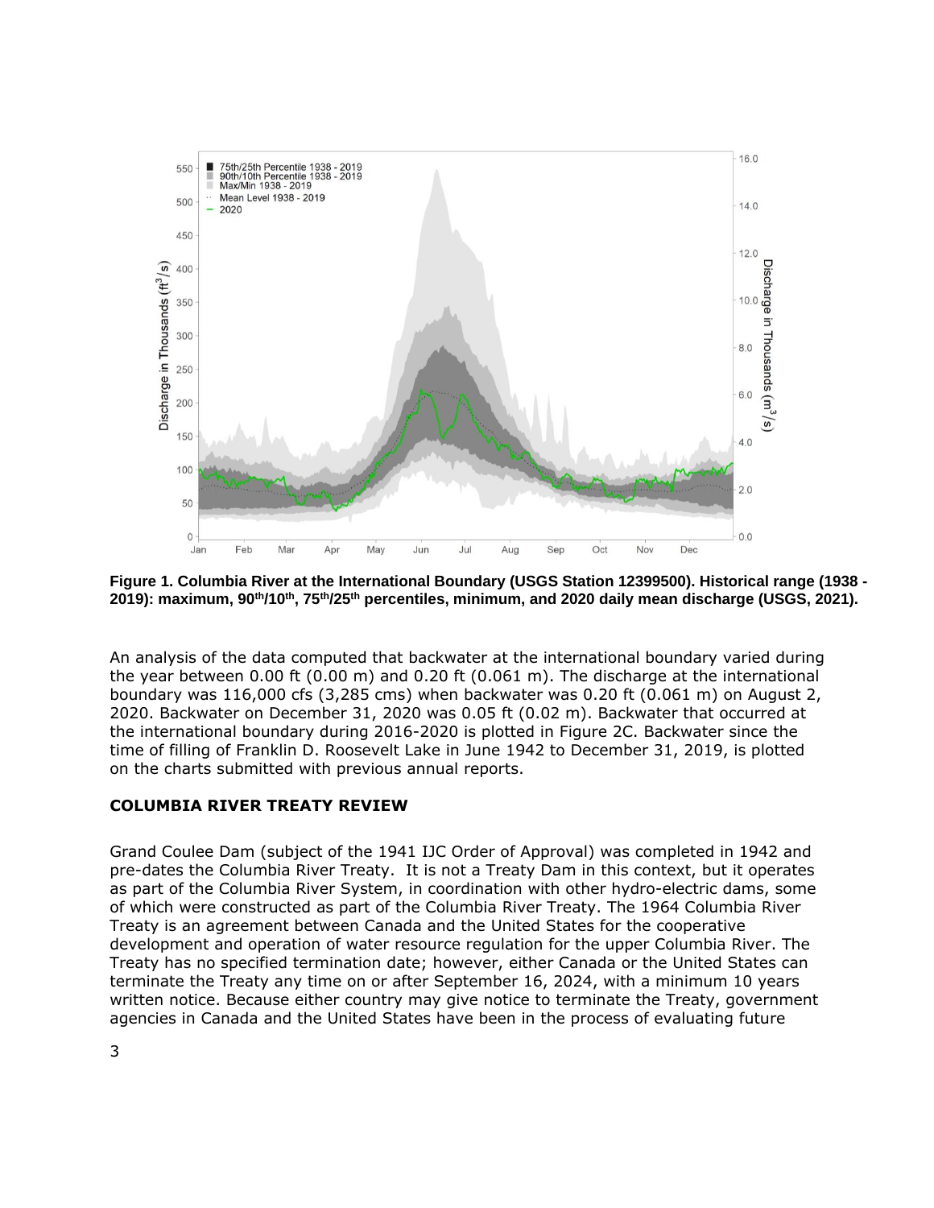**Figure 1. Columbia River at the International Boundary (USGS Station 12399500). Historical range (1938 - 2019): maximum, 90th/10th, 75th/25th percentiles, minimum, and 2020 daily mean discharge (USGS, 2021).**

An analysis of the data computed that backwater at the international boundary varied during the year between 0.00 ft (0.00 m) and 0.20 ft (0.061 m). The discharge at the international boundary was 116,000 cfs (3,285 cms) when backwater was 0.20 ft (0.061 m) on August 2, 2020. Backwater on December 31, 2020 was 0.05 ft (0.02 m). Backwater that occurred at the international boundary during 2016-2020 is plotted in Figure 2C. Backwater since the time of filling of Franklin D. Roosevelt Lake in June 1942 to December 31, 2019, is plotted on the charts submitted with previous annual reports.

## COLUMBIA RIVER TREATY REVIEW

Grand Coulee Dam (subject of the 1941 IJC Order of Approval) was completed in 1942 and pre-dates the Columbia River Treaty. It is not a Treaty Dam in this context, but it operates as part of the Columbia River System, in coordination with other hydro-electric dams, some of which were constructed as part of the Columbia River Treaty. The 1964 Columbia River Treaty is an agreement between Canada and the United States for the cooperative development and operation of water resource regulation for the upper Columbia River. The Treaty has no specified termination date; however, either Canada or the United States can terminate the Treaty any time on or after September 16, 2024, with a minimum 10 years written notice. Because either country may give notice to terminate the Treaty, government agencies in Canada and the United States have been in the process of evaluating future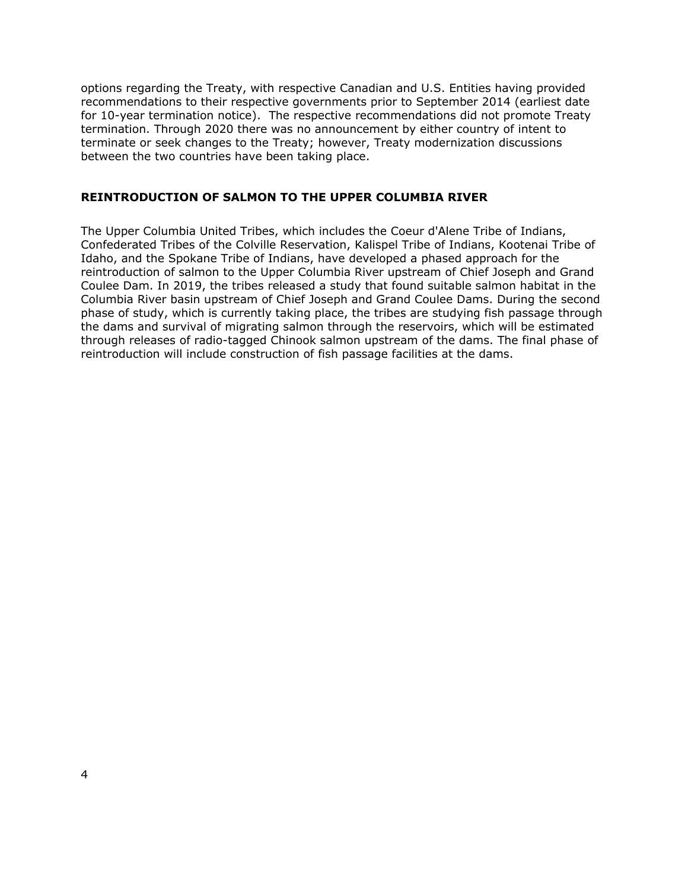options regarding the Treaty, with respective Canadian and U.S. Entities having provided recommendations to their respective governments prior to September 2014 (earliest date for 10-year termination notice). The respective recommendations did not promote Treaty termination. Through 2020 there was no announcement by either country of intent to terminate or seek changes to the Treaty; however, Treaty modernization discussions between the two countries have been taking place.

## REINTRODUCTION OF SALMON TO THE UPPER COLUMBIA RIVER

The Upper Columbia United Tribes, which includes the Coeur d'Alene Tribe of Indians, Confederated Tribes of the Colville Reservation, Kalispel Tribe of Indians, Kootenai Tribe of Idaho, and the Spokane Tribe of Indians, have developed a phased approach for the reintroduction of salmon to the Upper Columbia River upstream of Chief Joseph and Grand Coulee Dam. In 2019, the tribes released a study that found suitable salmon habitat in the Columbia River basin upstream of Chief Joseph and Grand Coulee Dams. During the second phase of study, which is currently taking place, the tribes are studying fish passage through the dams and survival of migrating salmon through the reservoirs, which will be estimated through releases of radio-tagged Chinook salmon upstream of the dams. The final phase of reintroduction will include construction of fish passage facilities at the dams.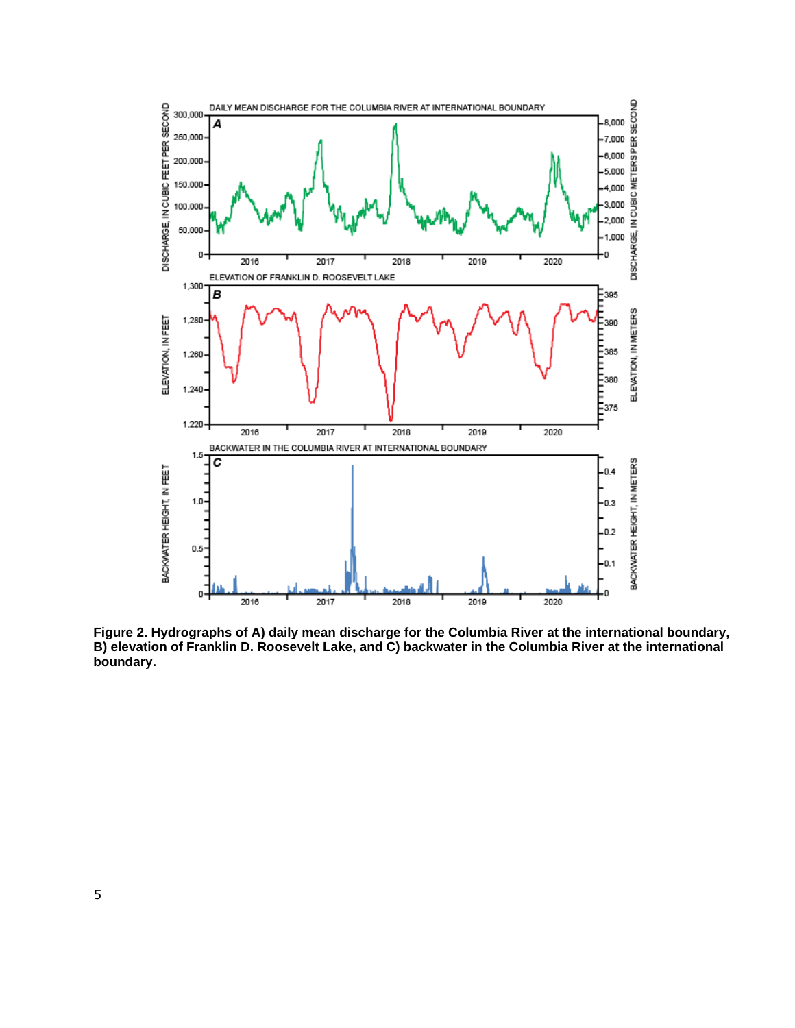**Figure 2. Hydrographs of A) daily mean discharge for the Columbia River at the international boundary, B) elevation of Franklin D. Roosevelt Lake, and C) backwater in the Columbia River at the international boundary.**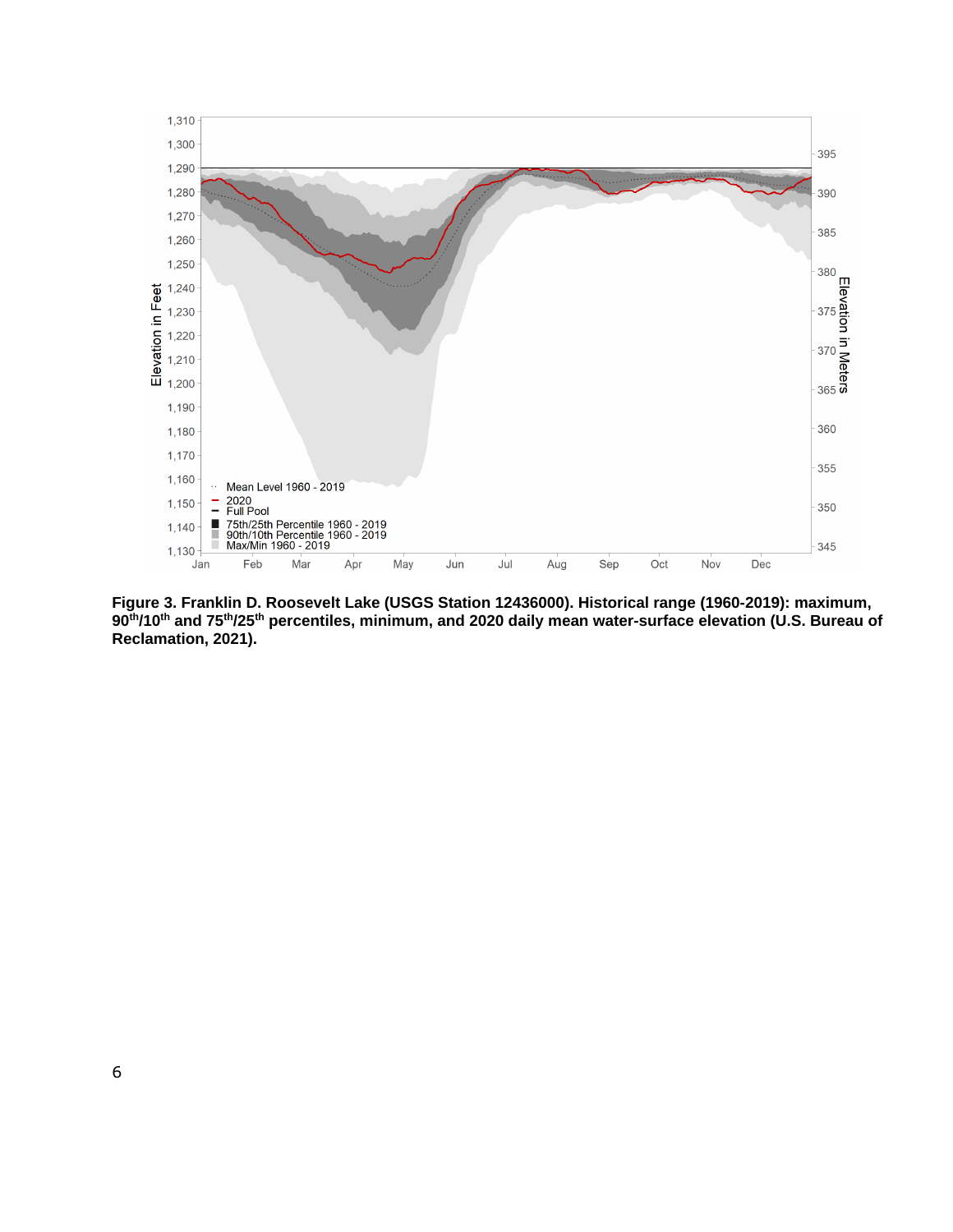**Figure 3. Franklin D. Roosevelt Lake (USGS Station 12436000). Historical range (1960-2019): maximum, 90th/10th and 75th/25th percentiles, minimum, and 2020 daily mean water-surface elevation (U.S. Bureau of Reclamation, 2021).**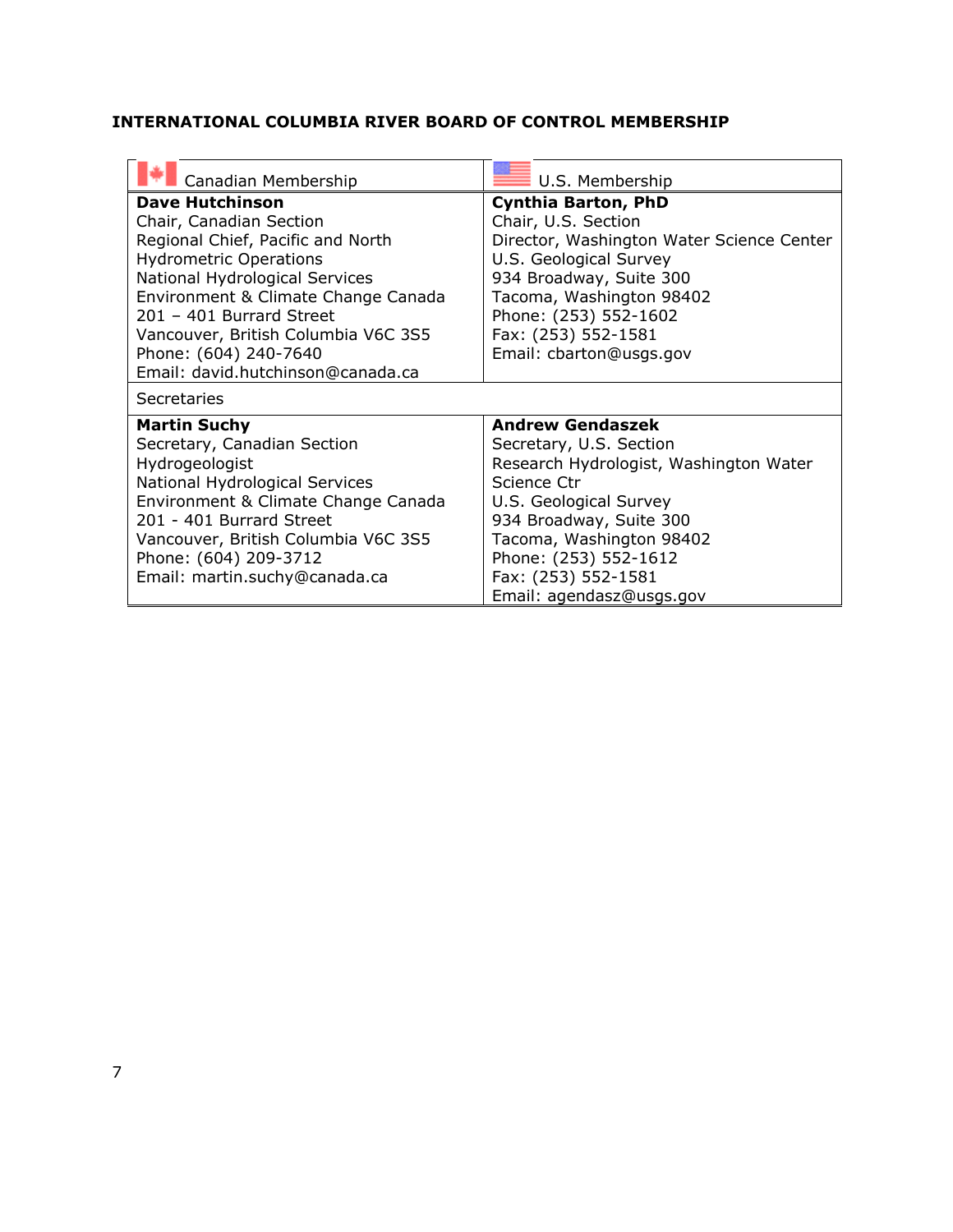**INTERNATIONAL COLUMBIA RIVER BOARD OF CONTROL MEMBERSHIP**

| Canadian Membership | U.S. Membership |
|---|---|
| **Dave Hutchinson**<br>Chair, Canadian Section<br>Regional Chief, Pacific and North<br>Hydrometric Operations<br>National Hydrological Services<br>Environment & Climate Change Canada<br>201 – 401 Burrard Street<br>Vancouver, British Columbia V6C 3S5<br>Phone: (604) 240-7640<br>Email: david.hutchinson@canada.ca | **Cynthia Barton, PhD**<br>Chair, U.S. Section<br>Director, Washington Water Science Center<br>U.S. Geological Survey<br>934 Broadway, Suite 300<br>Tacoma, Washington 98402<br>Phone: (253) 552-1602<br>Fax: (253) 552-1581<br>Email: cbarton@usgs.gov |
| Secretaries | |
| **Martin Suchy**<br>Secretary, Canadian Section<br>Hydrogeologist<br>National Hydrological Services<br>Environment & Climate Change Canada<br>201 - 401 Burrard Street<br>Vancouver, British Columbia V6C 3S5<br>Phone: (604) 209-3712<br>Email: martin.suchy@canada.ca | **Andrew Gendaszek**<br>Secretary, U.S. Section<br>Research Hydrologist, Washington Water Science Ctr<br>U.S. Geological Survey<br>934 Broadway, Suite 300<br>Tacoma, Washington 98402<br>Phone: (253) 552-1612<br>Fax: (253) 552-1581<br>Email: agendasz@usgs.gov |